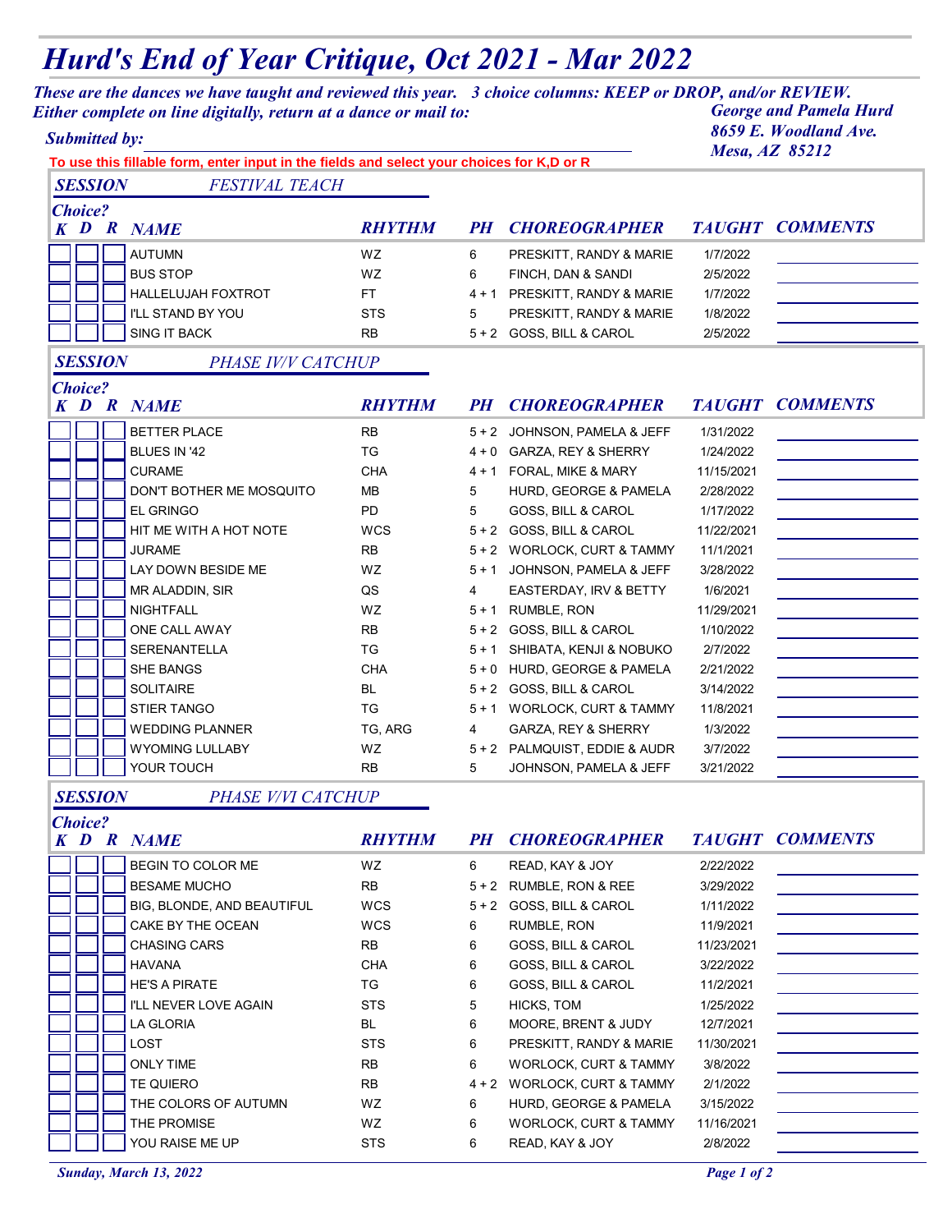# *Hurd's End of Year Critique, Oct 2021 - Mar 2022*

***These are the dances we have taught and reviewed this year. 3 choice columns: KEEP or DROP, and/or REVIEW.***
***Either complete on line digitally, return at a dance or mail to:***

***George and Pamela Hurd***
***8659 E. Woodland Ave.***
***Mesa, AZ 85212***

***Submitted by:*** ______________________

**To use this fillable form, enter input in the fields and select your choices for K,D or R**

## SESSION *FESTIVAL TEACH*

| K | D | R | NAME | RHYTHM | PH | CHOREOGRAPHER | TAUGHT | COMMENTS |
|---|---|---|---|---|---|---|---|---|
| | | | AUTUMN | WZ | 6 | PRESKITT, RANDY & MARIE | 1/7/2022 | |
| | | | BUS STOP | WZ | 6 | FINCH, DAN & SANDI | 2/5/2022 | |
| | | | HALLELUJAH FOXTROT | FT | 4 + 1 | PRESKITT, RANDY & MARIE | 1/7/2022 | |
| | | | I'LL STAND BY YOU | STS | 5 | PRESKITT, RANDY & MARIE | 1/8/2022 | |
| | | | SING IT BACK | RB | 5 + 2 | GOSS, BILL & CAROL | 2/5/2022 | |

## SESSION *PHASE IV/V CATCHUP*

| K | D | R | NAME | RHYTHM | PH | CHOREOGRAPHER | TAUGHT | COMMENTS |
|---|---|---|---|---|---|---|---|---|
| | | | BETTER PLACE | RB | 5 + 2 | JOHNSON, PAMELA & JEFF | 1/31/2022 | |
| | | | BLUES IN '42 | TG | 4 + 0 | GARZA, REY & SHERRY | 1/24/2022 | |
| | | | CURAME | CHA | 4 + 1 | FORAL, MIKE & MARY | 11/15/2021 | |
| | | | DON'T BOTHER ME MOSQUITO | MB | 5 | HURD, GEORGE & PAMELA | 2/28/2022 | |
| | | | EL GRINGO | PD | 5 | GOSS, BILL & CAROL | 1/17/2022 | |
| | | | HIT ME WITH A HOT NOTE | WCS | 5 + 2 | GOSS, BILL & CAROL | 11/22/2021 | |
| | | | JURAME | RB | 5 + 2 | WORLOCK, CURT & TAMMY | 11/1/2021 | |
| | | | LAY DOWN BESIDE ME | WZ | 5 + 1 | JOHNSON, PAMELA & JEFF | 3/28/2022 | |
| | | | MR ALADDIN, SIR | QS | 4 | EASTERDAY, IRV & BETTY | 1/6/2021 | |
| | | | NIGHTFALL | WZ | 5 + 1 | RUMBLE, RON | 11/29/2021 | |
| | | | ONE CALL AWAY | RB | 5 + 2 | GOSS, BILL & CAROL | 1/10/2022 | |
| | | | SERENANTELLA | TG | 5 + 1 | SHIBATA, KENJI & NOBUKO | 2/7/2022 | |
| | | | SHE BANGS | CHA | 5 + 0 | HURD, GEORGE & PAMELA | 2/21/2022 | |
| | | | SOLITAIRE | BL | 5 + 2 | GOSS, BILL & CAROL | 3/14/2022 | |
| | | | STIER TANGO | TG | 5 + 1 | WORLOCK, CURT & TAMMY | 11/8/2021 | |
| | | | WEDDING PLANNER | TG, ARG | 4 | GARZA, REY & SHERRY | 1/3/2022 | |
| | | | WYOMING LULLABY | WZ | 5 + 2 | PALMQUIST, EDDIE & AUDR | 3/7/2022 | |
| | | | YOUR TOUCH | RB | 5 | JOHNSON, PAMELA & JEFF | 3/21/2022 | |

## SESSION *PHASE V/VI CATCHUP*

| K | D | R | NAME | RHYTHM | PH | CHOREOGRAPHER | TAUGHT | COMMENTS |
|---|---|---|---|---|---|---|---|---|
| | | | BEGIN TO COLOR ME | WZ | 6 | READ, KAY & JOY | 2/22/2022 | |
| | | | BESAME MUCHO | RB | 5 + 2 | RUMBLE, RON & REE | 3/29/2022 | |
| | | | BIG, BLONDE, AND BEAUTIFUL | WCS | 5 + 2 | GOSS, BILL & CAROL | 1/11/2022 | |
| | | | CAKE BY THE OCEAN | WCS | 6 | RUMBLE, RON | 11/9/2021 | |
| | | | CHASING CARS | RB | 6 | GOSS, BILL & CAROL | 11/23/2021 | |
| | | | HAVANA | CHA | 6 | GOSS, BILL & CAROL | 3/22/2022 | |
| | | | HE'S A PIRATE | TG | 6 | GOSS, BILL & CAROL | 11/2/2021 | |
| | | | I'LL NEVER LOVE AGAIN | STS | 5 | HICKS, TOM | 1/25/2022 | |
| | | | LA GLORIA | BL | 6 | MOORE, BRENT & JUDY | 12/7/2021 | |
| | | | LOST | STS | 6 | PRESKITT, RANDY & MARIE | 11/30/2021 | |
| | | | ONLY TIME | RB | 6 | WORLOCK, CURT & TAMMY | 3/8/2022 | |
| | | | TE QUIERO | RB | 4 + 2 | WORLOCK, CURT & TAMMY | 2/1/2022 | |
| | | | THE COLORS OF AUTUMN | WZ | 6 | HURD, GEORGE & PAMELA | 3/15/2022 | |
| | | | THE PROMISE | WZ | 6 | WORLOCK, CURT & TAMMY | 11/16/2021 | |
| | | | YOU RAISE ME UP | STS | 6 | READ, KAY & JOY | 2/8/2022 | |

*Sunday, March 13, 2022*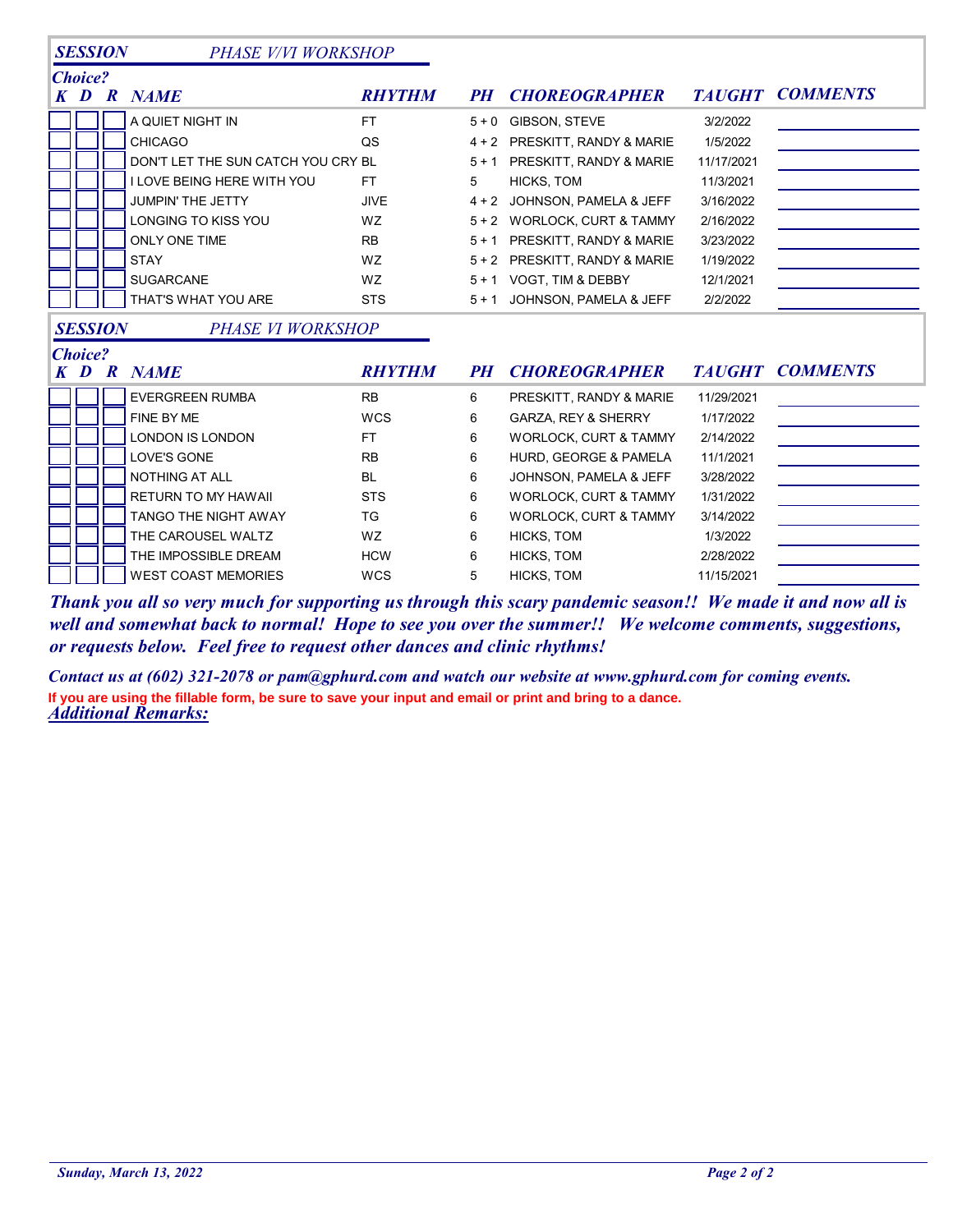**SESSION** *PHASE V/VI WORKSHOP*

| Choice? K | D | R | NAME | RHYTHM | PH | CHOREOGRAPHER | TAUGHT | COMMENTS |
|---|---|---|---|---|---|---|---|---|
| | | | A QUIET NIGHT IN | FT | 5 + 0 | GIBSON, STEVE | 3/2/2022 | |
| | | | CHICAGO | QS | 4 + 2 | PRESKITT, RANDY & MARIE | 1/5/2022 | |
| | | | DON'T LET THE SUN CATCH YOU CRY | BL | 5 + 1 | PRESKITT, RANDY & MARIE | 11/17/2021 | |
| | | | I LOVE BEING HERE WITH YOU | FT | 5 | HICKS, TOM | 11/3/2021 | |
| | | | JUMPIN' THE JETTY | JIVE | 4 + 2 | JOHNSON, PAMELA & JEFF | 3/16/2022 | |
| | | | LONGING TO KISS YOU | WZ | 5 + 2 | WORLOCK, CURT & TAMMY | 2/16/2022 | |
| | | | ONLY ONE TIME | RB | 5 + 1 | PRESKITT, RANDY & MARIE | 3/23/2022 | |
| | | | STAY | WZ | 5 + 2 | PRESKITT, RANDY & MARIE | 1/19/2022 | |
| | | | SUGARCANE | WZ | 5 + 1 | VOGT, TIM & DEBBY | 12/1/2021 | |
| | | | THAT'S WHAT YOU ARE | STS | 5 + 1 | JOHNSON, PAMELA & JEFF | 2/2/2022 | |

**SESSION** *PHASE VI WORKSHOP*

| Choice? K | D | R | NAME | RHYTHM | PH | CHOREOGRAPHER | TAUGHT | COMMENTS |
|---|---|---|---|---|---|---|---|---|
| | | | EVERGREEN RUMBA | RB | 6 | PRESKITT, RANDY & MARIE | 11/29/2021 | |
| | | | FINE BY ME | WCS | 6 | GARZA, REY & SHERRY | 1/17/2022 | |
| | | | LONDON IS LONDON | FT | 6 | WORLOCK, CURT & TAMMY | 2/14/2022 | |
| | | | LOVE'S GONE | RB | 6 | HURD, GEORGE & PAMELA | 11/1/2021 | |
| | | | NOTHING AT ALL | BL | 6 | JOHNSON, PAMELA & JEFF | 3/28/2022 | |
| | | | RETURN TO MY HAWAII | STS | 6 | WORLOCK, CURT & TAMMY | 1/31/2022 | |
| | | | TANGO THE NIGHT AWAY | TG | 6 | WORLOCK, CURT & TAMMY | 3/14/2022 | |
| | | | THE CAROUSEL WALTZ | WZ | 6 | HICKS, TOM | 1/3/2022 | |
| | | | THE IMPOSSIBLE DREAM | HCW | 6 | HICKS, TOM | 2/28/2022 | |
| | | | WEST COAST MEMORIES | WCS | 5 | HICKS, TOM | 11/15/2021 | |

***Thank you all so very much for supporting us through this scary pandemic season!! We made it and now all is well and somewhat back to normal! Hope to see you over the summer!! We welcome comments, suggestions, or requests below. Feel free to request other dances and clinic rhythms!***

***Contact us at (602) 321-2078 or pam@gphurd.com and watch our website at www.gphurd.com for coming events.***

**If you are using the fillable form, be sure to save your input and email or print and bring to a dance.**

***Additional Remarks:***